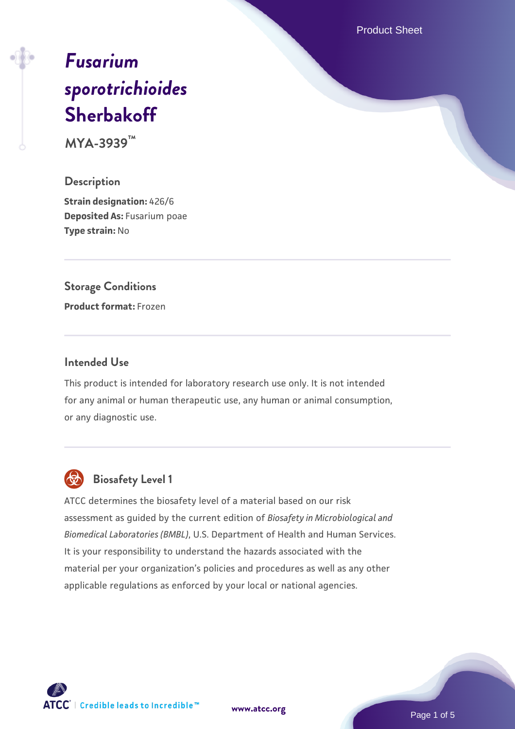# *Fusarium sporotrichioides* Sherbakoff

**MYA-3939™**

## Description

**Strain designation:** 426/6
**Deposited As:** Fusarium poae
**Type strain:** No

## Storage Conditions

**Product format:** Frozen

## Intended Use

This product is intended for laboratory research use only. It is not intended for any animal or human therapeutic use, any human or animal consumption, or any diagnostic use.

## Biosafety Level 1

ATCC determines the biosafety level of a material based on our risk assessment as guided by the current edition of *Biosafety in Microbiological and Biomedical Laboratories (BMBL)*, U.S. Department of Health and Human Services. It is your responsibility to understand the hazards associated with the material per your organization's policies and procedures as well as any other applicable regulations as enforced by your local or national agencies.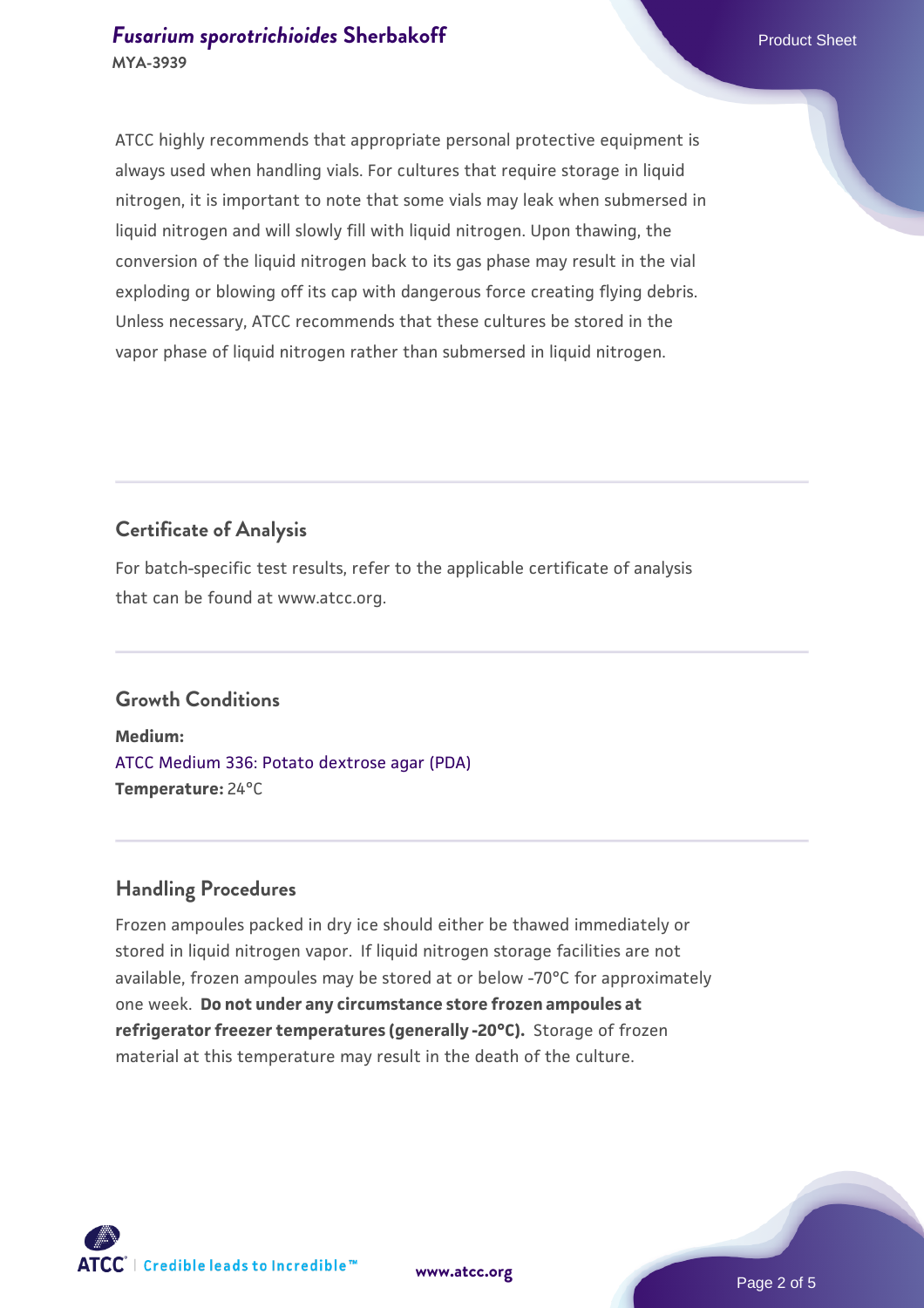ATCC highly recommends that appropriate personal protective equipment is always used when handling vials. For cultures that require storage in liquid nitrogen, it is important to note that some vials may leak when submersed in liquid nitrogen and will slowly fill with liquid nitrogen. Upon thawing, the conversion of the liquid nitrogen back to its gas phase may result in the vial exploding or blowing off its cap with dangerous force creating flying debris. Unless necessary, ATCC recommends that these cultures be stored in the vapor phase of liquid nitrogen rather than submersed in liquid nitrogen.

## Certificate of Analysis

For batch-specific test results, refer to the applicable certificate of analysis that can be found at www.atcc.org.

## Growth Conditions

**Medium:**
ATCC Medium 336: Potato dextrose agar (PDA)
**Temperature:** 24°C

## Handling Procedures

Frozen ampoules packed in dry ice should either be thawed immediately or stored in liquid nitrogen vapor. If liquid nitrogen storage facilities are not available, frozen ampoules may be stored at or below -70°C for approximately one week. **Do not under any circumstance store frozen ampoules at refrigerator freezer temperatures (generally -20°C).** Storage of frozen material at this temperature may result in the death of the culture.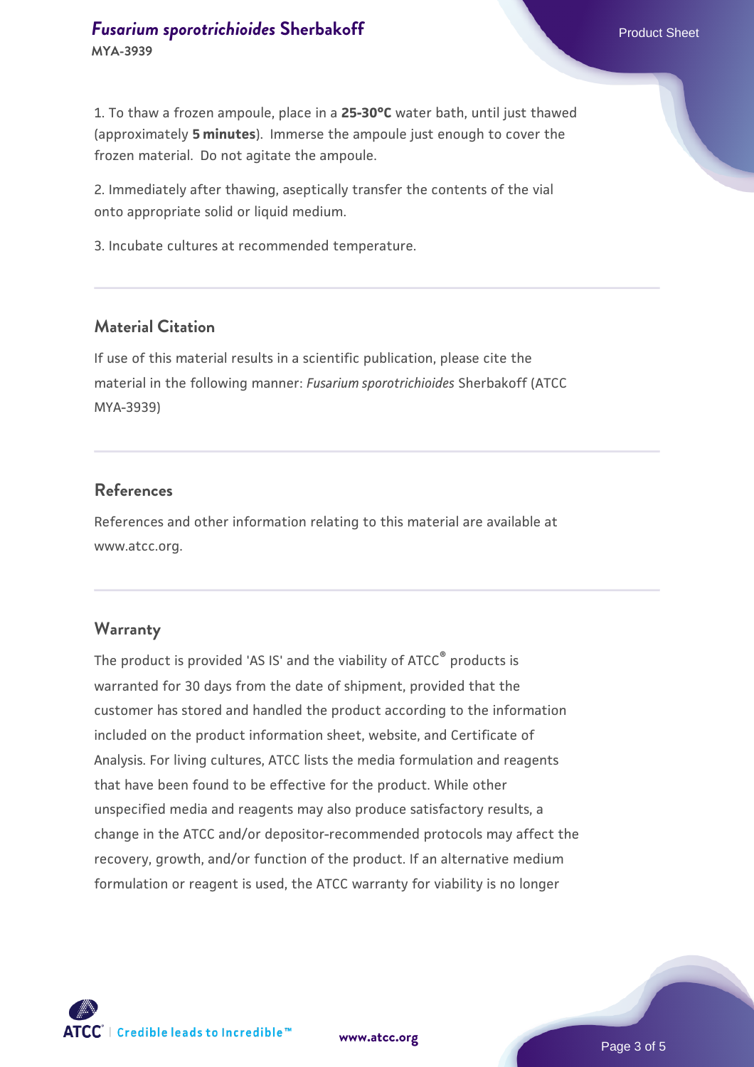1. To thaw a frozen ampoule, place in a **25-30°C** water bath, until just thawed (approximately **5 minutes**). Immerse the ampoule just enough to cover the frozen material. Do not agitate the ampoule.

2. Immediately after thawing, aseptically transfer the contents of the vial onto appropriate solid or liquid medium.

3. Incubate cultures at recommended temperature.

## Material Citation

If use of this material results in a scientific publication, please cite the material in the following manner: *Fusarium sporotrichioides* Sherbakoff (ATCC MYA-3939)

## References

References and other information relating to this material are available at www.atcc.org.

## Warranty

The product is provided 'AS IS' and the viability of ATCC® products is warranted for 30 days from the date of shipment, provided that the customer has stored and handled the product according to the information included on the product information sheet, website, and Certificate of Analysis. For living cultures, ATCC lists the media formulation and reagents that have been found to be effective for the product. While other unspecified media and reagents may also produce satisfactory results, a change in the ATCC and/or depositor-recommended protocols may affect the recovery, growth, and/or function of the product. If an alternative medium formulation or reagent is used, the ATCC warranty for viability is no longer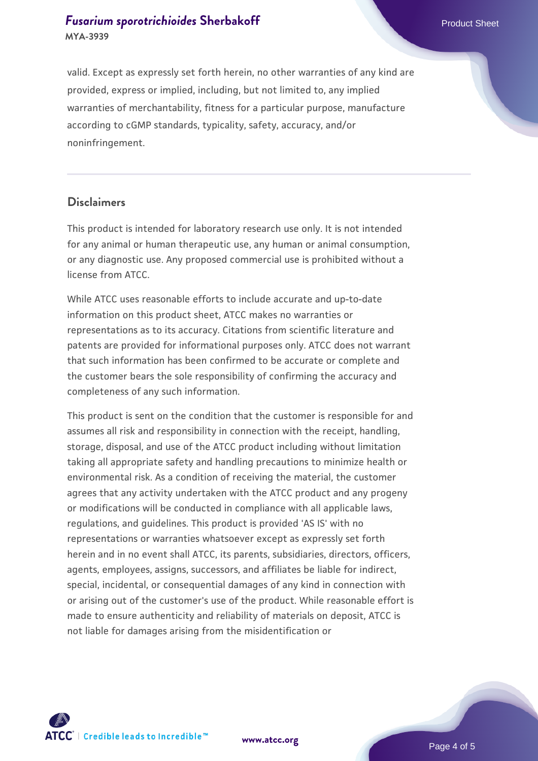valid. Except as expressly set forth herein, no other warranties of any kind are provided, express or implied, including, but not limited to, any implied warranties of merchantability, fitness for a particular purpose, manufacture according to cGMP standards, typicality, safety, accuracy, and/or noninfringement.

## Disclaimers

This product is intended for laboratory research use only. It is not intended for any animal or human therapeutic use, any human or animal consumption, or any diagnostic use. Any proposed commercial use is prohibited without a license from ATCC.

While ATCC uses reasonable efforts to include accurate and up-to-date information on this product sheet, ATCC makes no warranties or representations as to its accuracy. Citations from scientific literature and patents are provided for informational purposes only. ATCC does not warrant that such information has been confirmed to be accurate or complete and the customer bears the sole responsibility of confirming the accuracy and completeness of any such information.

This product is sent on the condition that the customer is responsible for and assumes all risk and responsibility in connection with the receipt, handling, storage, disposal, and use of the ATCC product including without limitation taking all appropriate safety and handling precautions to minimize health or environmental risk. As a condition of receiving the material, the customer agrees that any activity undertaken with the ATCC product and any progeny or modifications will be conducted in compliance with all applicable laws, regulations, and guidelines. This product is provided 'AS IS' with no representations or warranties whatsoever except as expressly set forth herein and in no event shall ATCC, its parents, subsidiaries, directors, officers, agents, employees, assigns, successors, and affiliates be liable for indirect, special, incidental, or consequential damages of any kind in connection with or arising out of the customer's use of the product. While reasonable effort is made to ensure authenticity and reliability of materials on deposit, ATCC is not liable for damages arising from the misidentification or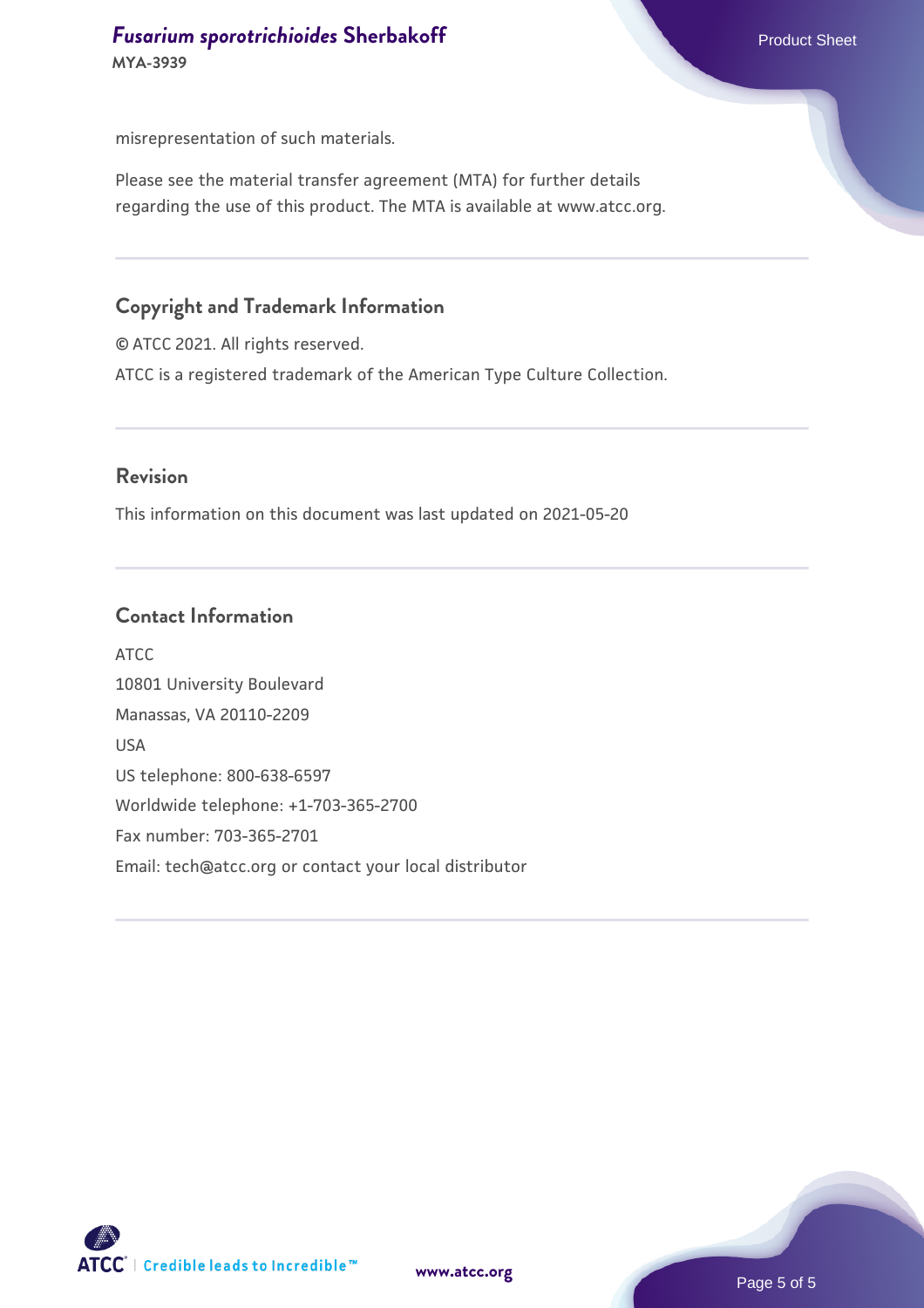misrepresentation of such materials.

Please see the material transfer agreement (MTA) for further details regarding the use of this product. The MTA is available at www.atcc.org.

## Copyright and Trademark Information

© ATCC 2021. All rights reserved.

ATCC is a registered trademark of the American Type Culture Collection.

## Revision

This information on this document was last updated on 2021-05-20

## Contact Information

ATCC
10801 University Boulevard
Manassas, VA 20110-2209
USA
US telephone: 800-638-6597
Worldwide telephone: +1-703-365-2700
Fax number: 703-365-2701
Email: tech@atcc.org or contact your local distributor